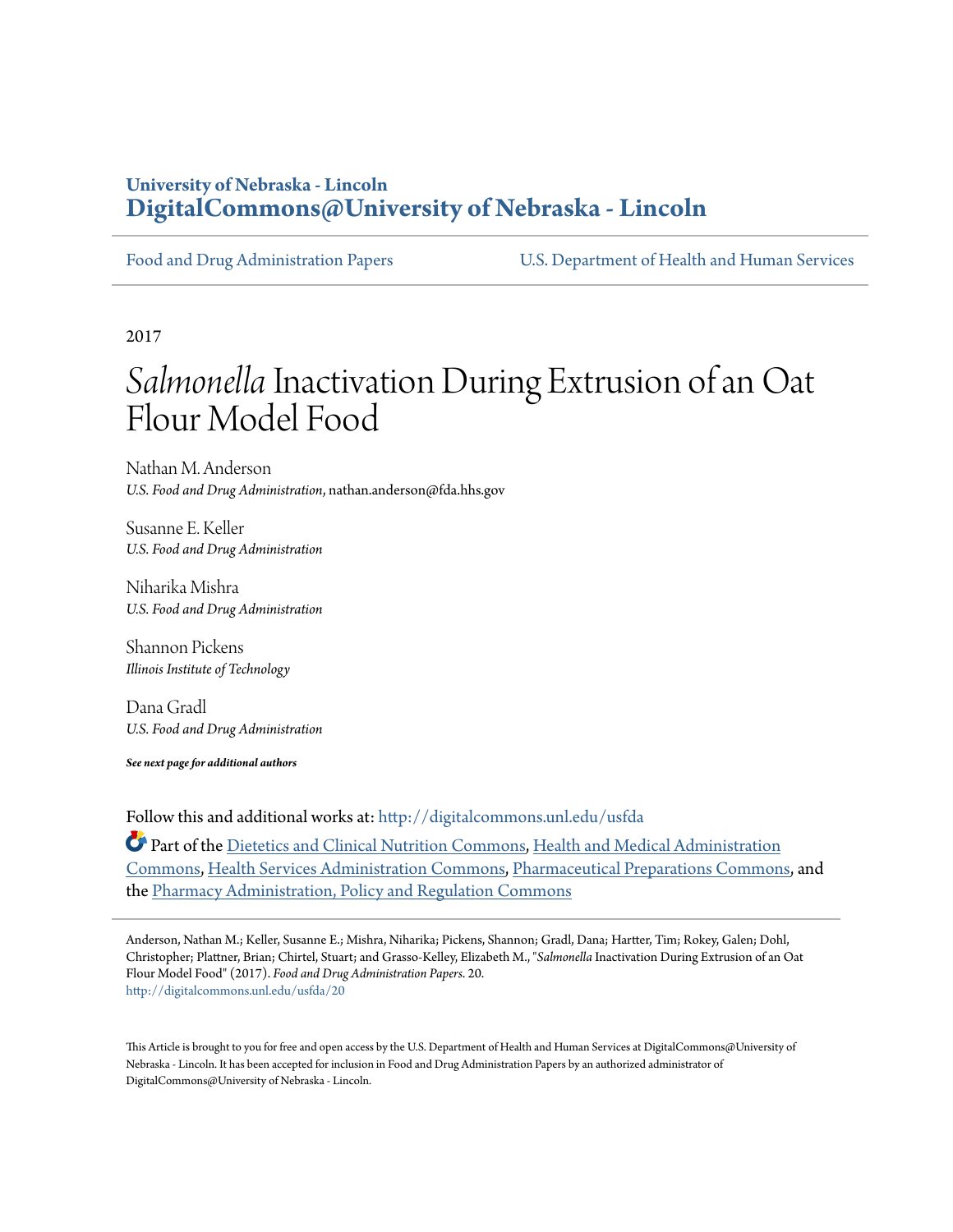**University of Nebraska - Lincoln**
**DigitalCommons@University of Nebraska - Lincoln**

Food and Drug Administration Papers | U.S. Department of Health and Human Services

2017

# *Salmonella* Inactivation During Extrusion of an Oat Flour Model Food

Nathan M. Anderson
*U.S. Food and Drug Administration*, nathan.anderson@fda.hhs.gov

Susanne E. Keller
*U.S. Food and Drug Administration*

Niharika Mishra
*U.S. Food and Drug Administration*

Shannon Pickens
*Illinois Institute of Technology*

Dana Gradl
*U.S. Food and Drug Administration*

***See next page for additional authors***

Follow this and additional works at: http://digitalcommons.unl.edu/usfda

Part of the Dietetics and Clinical Nutrition Commons, Health and Medical Administration Commons, Health Services Administration Commons, Pharmaceutical Preparations Commons, and the Pharmacy Administration, Policy and Regulation Commons

Anderson, Nathan M.; Keller, Susanne E.; Mishra, Niharika; Pickens, Shannon; Gradl, Dana; Hartter, Tim; Rokey, Galen; Dohl, Christopher; Plattner, Brian; Chirtel, Stuart; and Grasso-Kelley, Elizabeth M., "*Salmonella* Inactivation During Extrusion of an Oat Flour Model Food" (2017). *Food and Drug Administration Papers*. 20.
http://digitalcommons.unl.edu/usfda/20

This Article is brought to you for free and open access by the U.S. Department of Health and Human Services at DigitalCommons@University of Nebraska - Lincoln. It has been accepted for inclusion in Food and Drug Administration Papers by an authorized administrator of DigitalCommons@University of Nebraska - Lincoln.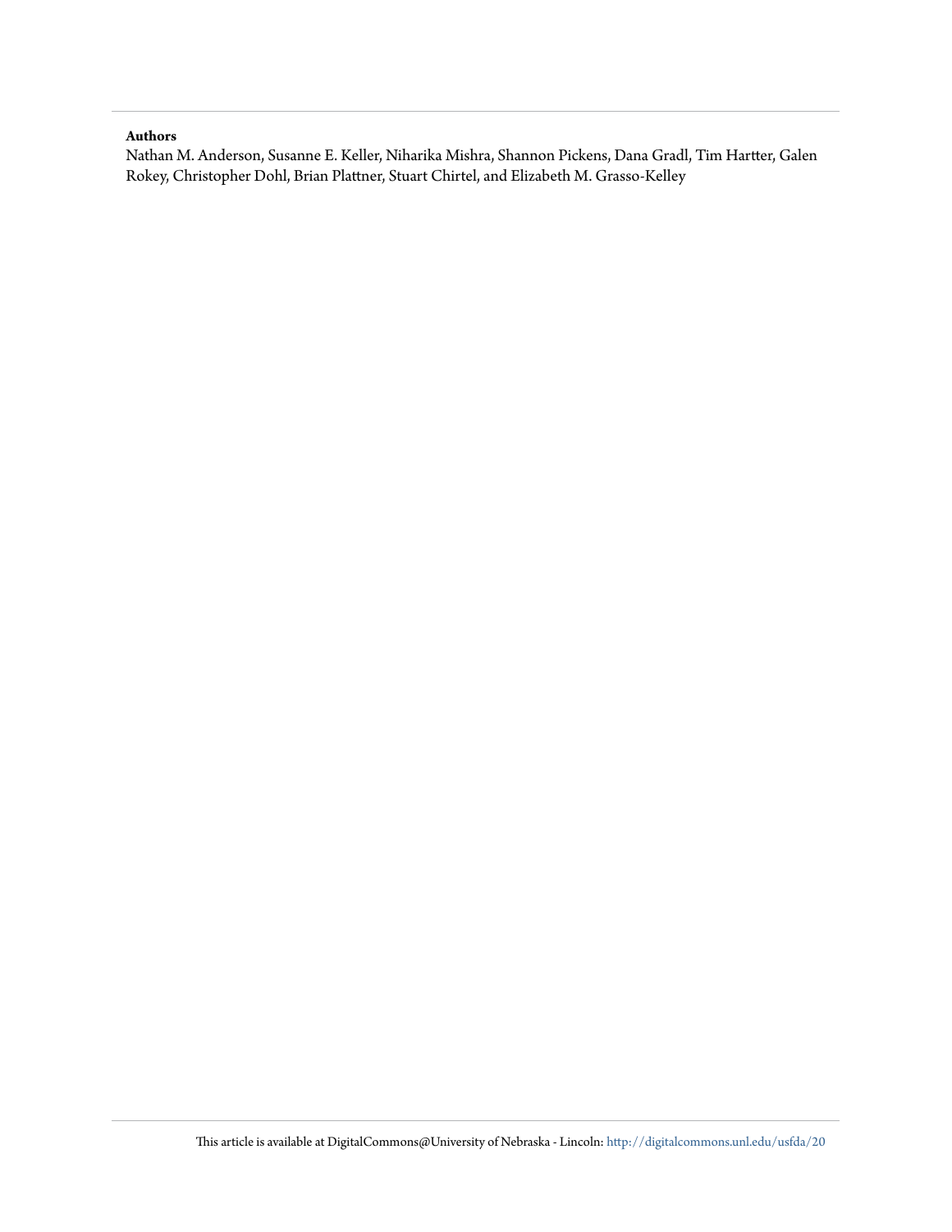**Authors**

Nathan M. Anderson, Susanne E. Keller, Niharika Mishra, Shannon Pickens, Dana Gradl, Tim Hartter, Galen Rokey, Christopher Dohl, Brian Plattner, Stuart Chirtel, and Elizabeth M. Grasso-Kelley

This article is available at DigitalCommons@University of Nebraska - Lincoln: http://digitalcommons.unl.edu/usfda/20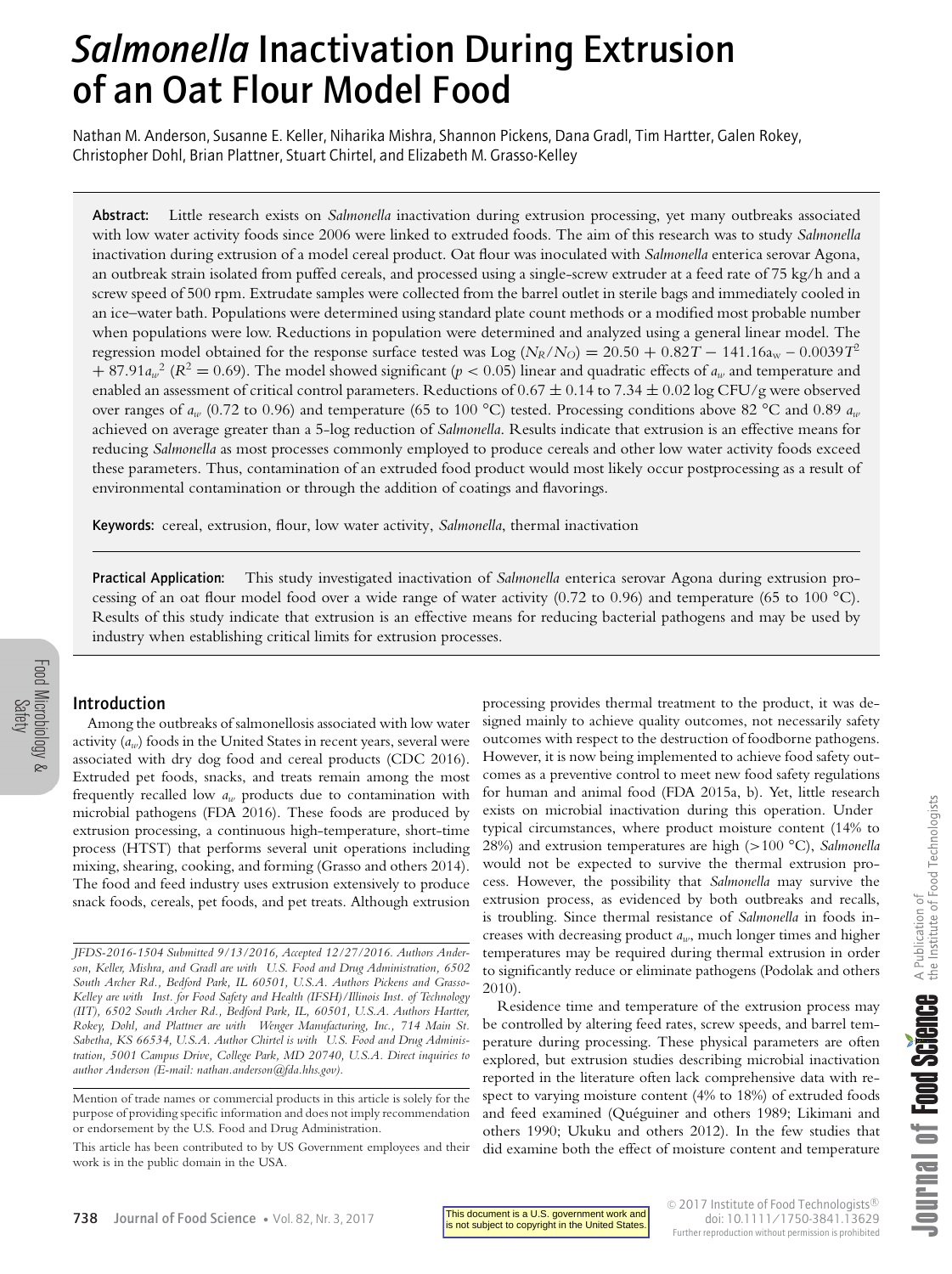# *Salmonella* Inactivation During Extrusion of an Oat Flour Model Food

Nathan M. Anderson, Susanne E. Keller, Niharika Mishra, Shannon Pickens, Dana Gradl, Tim Hartter, Galen Rokey, Christopher Dohl, Brian Plattner, Stuart Chirtel, and Elizabeth M. Grasso-Kelley

**Abstract:** Little research exists on *Salmonella* inactivation during extrusion processing, yet many outbreaks associated with low water activity foods since 2006 were linked to extruded foods. The aim of this research was to study *Salmonella* inactivation during extrusion of a model cereal product. Oat flour was inoculated with *Salmonella* enterica serovar Agona, an outbreak strain isolated from puffed cereals, and processed using a single-screw extruder at a feed rate of 75 kg/h and a screw speed of 500 rpm. Extrudate samples were collected from the barrel outlet in sterile bags and immediately cooled in an ice–water bath. Populations were determined using standard plate count methods or a modified most probable number when populations were low. Reductions in population were determined and analyzed using a general linear model. The regression model obtained for the response surface tested was $\text{Log}\,(N_R/N_O) = 20.50 + 0.82T - 141.16a_w - 0.0039T^2 + 87.91a_w^2$ ($R^2 = 0.69$). The model showed significant ($p < 0.05$) linear and quadratic effects of $a_w$ and temperature and enabled an assessment of critical control parameters. Reductions of $0.67 \pm 0.14$ to $7.34 \pm 0.02$ log CFU/g were observed over ranges of $a_w$ (0.72 to 0.96) and temperature (65 to 100 °C) tested. Processing conditions above 82 °C and 0.89 $a_w$ achieved on average greater than a 5-log reduction of *Salmonella*. Results indicate that extrusion is an effective means for reducing *Salmonella* as most processes commonly employed to produce cereals and other low water activity foods exceed these parameters. Thus, contamination of an extruded food product would most likely occur postprocessing as a result of environmental contamination or through the addition of coatings and flavorings.

**Keywords:** cereal, extrusion, flour, low water activity, *Salmonella*, thermal inactivation

**Practical Application:** This study investigated inactivation of *Salmonella* enterica serovar Agona during extrusion processing of an oat flour model food over a wide range of water activity (0.72 to 0.96) and temperature (65 to 100 °C). Results of this study indicate that extrusion is an effective means for reducing bacterial pathogens and may be used by industry when establishing critical limits for extrusion processes.

## Introduction

Among the outbreaks of salmonellosis associated with low water activity ($a_w$) foods in the United States in recent years, several were associated with dry dog food and cereal products (CDC 2016). Extruded pet foods, snacks, and treats remain among the most frequently recalled low $a_w$ products due to contamination with microbial pathogens (FDA 2016). These foods are produced by extrusion processing, a continuous high-temperature, short-time process (HTST) that performs several unit operations including mixing, shearing, cooking, and forming (Grasso and others 2014). The food and feed industry uses extrusion extensively to produce snack foods, cereals, pet foods, and pet treats. Although extrusion processing provides thermal treatment to the product, it was designed mainly to achieve quality outcomes, not necessarily safety outcomes with respect to the destruction of foodborne pathogens. However, it is now being implemented to achieve food safety outcomes as a preventive control to meet new food safety regulations for human and animal food (FDA 2015a, b). Yet, little research exists on microbial inactivation during this operation. Under typical circumstances, where product moisture content (14% to 28%) and extrusion temperatures are high (>100 °C), *Salmonella* would not be expected to survive the thermal extrusion process. However, the possibility that *Salmonella* may survive the extrusion process, as evidenced by both outbreaks and recalls, is troubling. Since thermal resistance of *Salmonella* in foods increases with decreasing product $a_w$, much longer times and higher temperatures may be required during thermal extrusion in order to significantly reduce or eliminate pathogens (Podolak and others 2010).

Residence time and temperature of the extrusion process may be controlled by altering feed rates, screw speeds, and barrel temperature during processing. These physical parameters are often explored, but extrusion studies describing microbial inactivation reported in the literature often lack comprehensive data with respect to varying moisture content (4% to 18%) of extruded foods and feed examined (Quéguiner and others 1989; Likimani and others 1990; Ukuku and others 2012). In the few studies that did examine both the effect of moisture content and temperature

*JFDS-2016-1504 Submitted 9/13/2016, Accepted 12/27/2016. Authors Anderson, Keller, Mishra, and Gradl are with U.S. Food and Drug Administration, 6502 South Archer Rd., Bedford Park, IL 60501, U.S.A. Authors Pickens and Grasso-Kelley are with Inst. for Food Safety and Health (IFSH)/Illinois Inst. of Technology (IIT), 6502 South Archer Rd., Bedford Park, IL, 60501, U.S.A. Authors Hartter, Rokey, Dohl, and Plattner are with Wenger Manufacturing, Inc., 714 Main St. Sabetha, KS 66534, U.S.A. Author Chirtel is with U.S. Food and Drug Administration, 5001 Campus Drive, College Park, MD 20740, U.S.A. Direct inquiries to author Anderson (E-mail: nathan.anderson@fda.hhs.gov).*

Mention of trade names or commercial products in this article is solely for the purpose of providing specific information and does not imply recommendation or endorsement by the U.S. Food and Drug Administration.

This article has been contributed to by US Government employees and their work is in the public domain in the USA.

This document is a U.S. government work and is not subject to copyright in the United States.

© 2017 Institute of Food Technologists® doi: 10.1111/1750-3841.13629
Further reproduction without permission is prohibited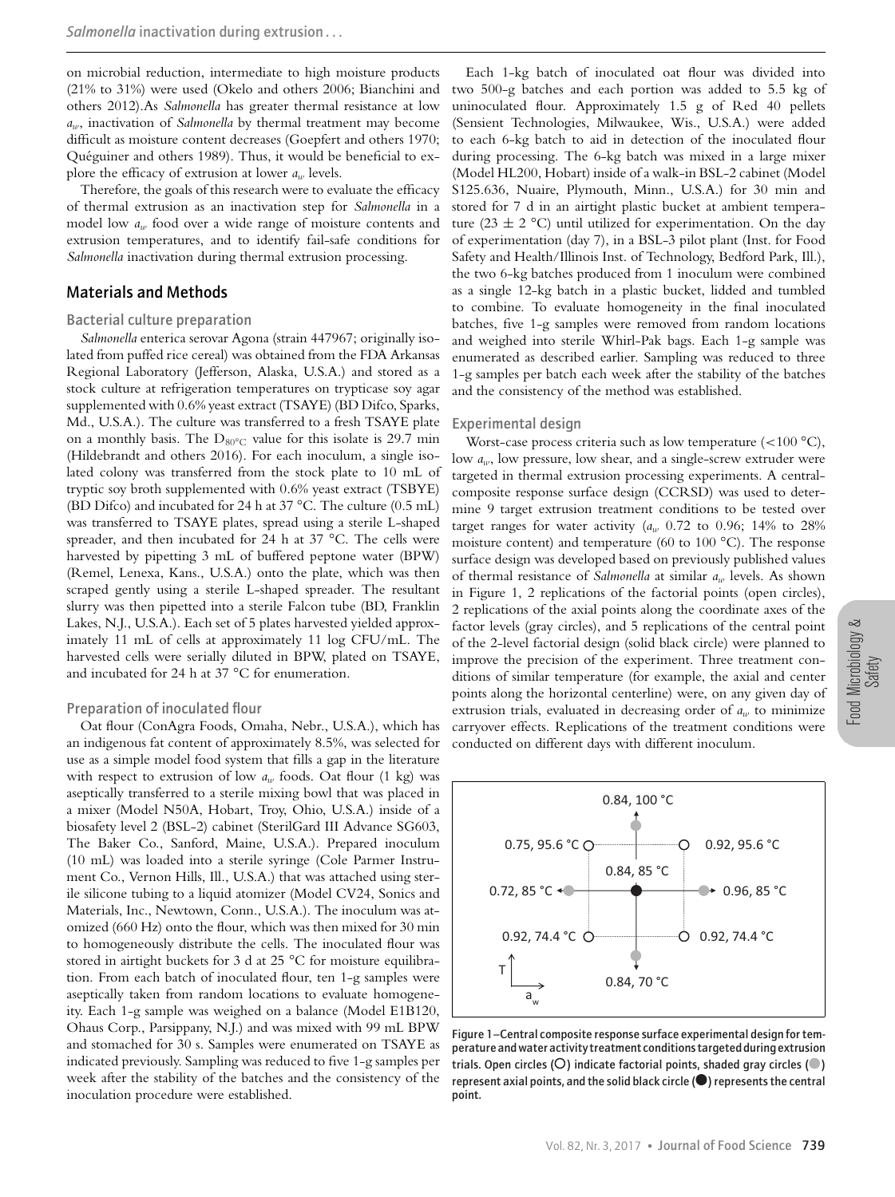on microbial reduction, intermediate to high moisture products (21% to 31%) were used (Okelo and others 2006; Bianchini and others 2012).As *Salmonella* has greater thermal resistance at low $a_w$, inactivation of *Salmonella* by thermal treatment may become difficult as moisture content decreases (Goepfert and others 1970; Quéguiner and others 1989). Thus, it would be beneficial to explore the efficacy of extrusion at lower $a_w$ levels.

Therefore, the goals of this research were to evaluate the efficacy of thermal extrusion as an inactivation step for *Salmonella* in a model low $a_w$ food over a wide range of moisture contents and extrusion temperatures, and to identify fail-safe conditions for *Salmonella* inactivation during thermal extrusion processing.

## Materials and Methods

### Bacterial culture preparation

*Salmonella* enterica serovar Agona (strain 447967; originally isolated from puffed rice cereal) was obtained from the FDA Arkansas Regional Laboratory (Jefferson, Alaska, U.S.A.) and stored as a stock culture at refrigeration temperatures on trypticase soy agar supplemented with 0.6% yeast extract (TSAYE) (BD Difco, Sparks, Md., U.S.A.). The culture was transferred to a fresh TSAYE plate on a monthly basis. The $D_{80°C}$ value for this isolate is 29.7 min (Hildebrandt and others 2016). For each inoculum, a single isolated colony was transferred from the stock plate to 10 mL of tryptic soy broth supplemented with 0.6% yeast extract (TSBYE) (BD Difco) and incubated for 24 h at 37 °C. The culture (0.5 mL) was transferred to TSAYE plates, spread using a sterile L-shaped spreader, and then incubated for 24 h at 37 °C. The cells were harvested by pipetting 3 mL of buffered peptone water (BPW) (Remel, Lenexa, Kans., U.S.A.) onto the plate, which was then scraped gently using a sterile L-shaped spreader. The resultant slurry was then pipetted into a sterile Falcon tube (BD, Franklin Lakes, N.J., U.S.A.). Each set of 5 plates harvested yielded approximately 11 mL of cells at approximately 11 log CFU/mL. The harvested cells were serially diluted in BPW, plated on TSAYE, and incubated for 24 h at 37 °C for enumeration.

### Preparation of inoculated flour

Oat flour (ConAgra Foods, Omaha, Nebr., U.S.A.), which has an indigenous fat content of approximately 8.5%, was selected for use as a simple model food system that fills a gap in the literature with respect to extrusion of low $a_w$ foods. Oat flour (1 kg) was aseptically transferred to a sterile mixing bowl that was placed in a mixer (Model N50A, Hobart, Troy, Ohio, U.S.A.) inside of a biosafety level 2 (BSL-2) cabinet (SterilGard III Advance SG603, The Baker Co., Sanford, Maine, U.S.A.). Prepared inoculum (10 mL) was loaded into a sterile syringe (Cole Parmer Instrument Co., Vernon Hills, Ill., U.S.A.) that was attached using sterile silicone tubing to a liquid atomizer (Model CV24, Sonics and Materials, Inc., Newtown, Conn., U.S.A.). The inoculum was atomized (660 Hz) onto the flour, which was then mixed for 30 min to homogeneously distribute the cells. The inoculated flour was stored in airtight buckets for 3 d at 25 °C for moisture equilibration. From each batch of inoculated flour, ten 1-g samples were aseptically taken from random locations to evaluate homogeneity. Each 1-g sample was weighed on a balance (Model E1B120, Ohaus Corp., Parsippany, N.J.) and was mixed with 99 mL BPW and stomached for 30 s. Samples were enumerated on TSAYE as indicated previously. Sampling was reduced to five 1-g samples per week after the stability of the batches and the consistency of the inoculation procedure were established.

Each 1-kg batch of inoculated oat flour was divided into two 500-g batches and each portion was added to 5.5 kg of uninoculated flour. Approximately 1.5 g of Red 40 pellets (Sensient Technologies, Milwaukee, Wis., U.S.A.) were added to each 6-kg batch to aid in detection of the inoculated flour during processing. The 6-kg batch was mixed in a large mixer (Model HL200, Hobart) inside of a walk-in BSL-2 cabinet (Model S125.636, Nuaire, Plymouth, Minn., U.S.A.) for 30 min and stored for 7 d in an airtight plastic bucket at ambient temperature (23 ± 2 °C) until utilized for experimentation. On the day of experimentation (day 7), in a BSL-3 pilot plant (Inst. for Food Safety and Health/Illinois Inst. of Technology, Bedford Park, Ill.), the two 6-kg batches produced from 1 inoculum were combined as a single 12-kg batch in a plastic bucket, lidded and tumbled to combine. To evaluate homogeneity in the final inoculated batches, five 1-g samples were removed from random locations and weighed into sterile Whirl-Pak bags. Each 1-g sample was enumerated as described earlier. Sampling was reduced to three 1-g samples per batch each week after the stability of the batches and the consistency of the method was established.

### Experimental design

Worst-case process criteria such as low temperature (<100 °C), low $a_w$, low pressure, low shear, and a single-screw extruder were targeted in thermal extrusion processing experiments. A central-composite response surface design (CCRSD) was used to determine 9 target extrusion treatment conditions to be tested over target ranges for water activity ($a_w$ 0.72 to 0.96; 14% to 28% moisture content) and temperature (60 to 100 °C). The response surface design was developed based on previously published values of thermal resistance of *Salmonella* at similar $a_w$ levels. As shown in Figure 1, 2 replications of the factorial points (open circles), 2 replications of the axial points along the coordinate axes of the factor levels (gray circles), and 5 replications of the central point of the 2-level factorial design (solid black circle) were planned to improve the precision of the experiment. Three treatment conditions of similar temperature (for example, the axial and center points along the horizontal centerline) were, on any given day of extrusion trials, evaluated in decreasing order of $a_w$ to minimize carryover effects. Replications of the treatment conditions were conducted on different days with different inoculum.

Figure 1–Central composite response surface experimental design for temperature and water activity treatment conditions targeted during extrusion trials. Open circles (○) indicate factorial points, shaded gray circles (●) represent axial points, and the solid black circle (●) represents the central point.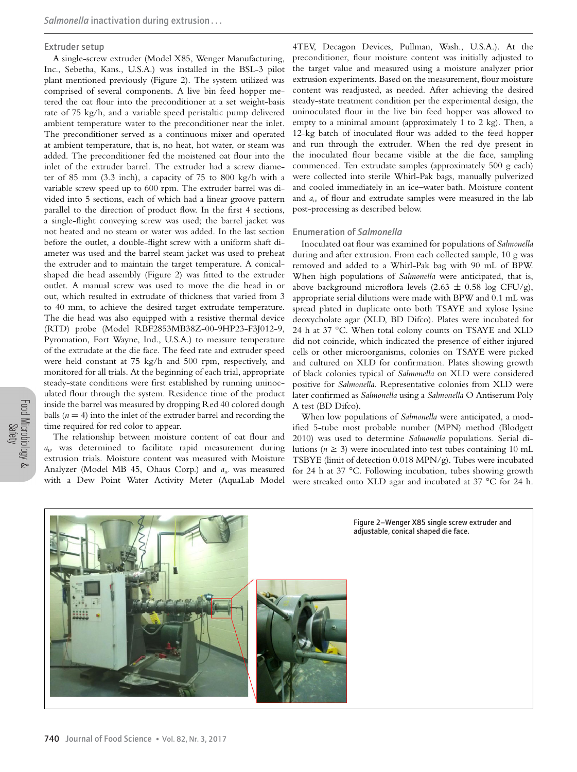### Extruder setup

A single-screw extruder (Model X85, Wenger Manufacturing, Inc., Sebetha, Kans., U.S.A.) was installed in the BSL-3 pilot plant mentioned previously (Figure 2). The system utilized was comprised of several components. A live bin feed hopper metered the oat flour into the preconditioner at a set weight-basis rate of 75 kg/h, and a variable speed peristaltic pump delivered ambient temperature water to the preconditioner near the inlet. The preconditioner served as a continuous mixer and operated at ambient temperature, that is, no heat, hot water, or steam was added. The preconditioner fed the moistened oat flour into the inlet of the extruder barrel. The extruder had a screw diameter of 85 mm (3.3 inch), a capacity of 75 to 800 kg/h with a variable screw speed up to 600 rpm. The extruder barrel was divided into 5 sections, each of which had a linear groove pattern parallel to the direction of product flow. In the first 4 sections, a single-flight conveying screw was used; the barrel jacket was not heated and no steam or water was added. In the last section before the outlet, a double-flight screw with a uniform shaft diameter was used and the barrel steam jacket was used to preheat the extruder and to maintain the target temperature. A conical-shaped die head assembly (Figure 2) was fitted to the extruder outlet. A manual screw was used to move the die head in or out, which resulted in extrudate of thickness that varied from 3 to 40 mm, to achieve the desired target extrudate temperature. The die head was also equipped with a resistive thermal device (RTD) probe (Model RBF2853MB38Z-00-9HP23-F3J012-9, Pyromation, Fort Wayne, Ind., U.S.A.) to measure temperature of the extrudate at the die face. The feed rate and extruder speed were held constant at 75 kg/h and 500 rpm, respectively, and monitored for all trials. At the beginning of each trial, appropriate steady-state conditions were first established by running uninoculated flour through the system. Residence time of the product inside the barrel was measured by dropping Red 40 colored dough balls ($n = 4$) into the inlet of the extruder barrel and recording the time required for red color to appear.

The relationship between moisture content of oat flour and $a_w$ was determined to facilitate rapid measurement during extrusion trials. Moisture content was measured with Moisture Analyzer (Model MB 45, Ohaus Corp.) and $a_w$ was measured with a Dew Point Water Activity Meter (AquaLab Model 4TEV, Decagon Devices, Pullman, Wash., U.S.A.). At the preconditioner, flour moisture content was initially adjusted to the target value and measured using a moisture analyzer prior extrusion experiments. Based on the measurement, flour moisture content was readjusted, as needed. After achieving the desired steady-state treatment condition per the experimental design, the uninoculated flour in the live bin feed hopper was allowed to empty to a minimal amount (approximately 1 to 2 kg). Then, a 12-kg batch of inoculated flour was added to the feed hopper and run through the extruder. When the red dye present in the inoculated flour became visible at the die face, sampling commenced. Ten extrudate samples (approximately 500 g each) were collected into sterile Whirl-Pak bags, manually pulverized and cooled immediately in an ice–water bath. Moisture content and $a_w$ of flour and extrudate samples were measured in the lab post-processing as described below.

### Enumeration of *Salmonella*

Inoculated oat flour was examined for populations of *Salmonella* during and after extrusion. From each collected sample, 10 g was removed and added to a Whirl-Pak bag with 90 mL of BPW. When high populations of *Salmonella* were anticipated, that is, above background microflora levels (2.63 ± 0.58 log CFU/g), appropriate serial dilutions were made with BPW and 0.1 mL was spread plated in duplicate onto both TSAYE and xylose lysine deoxycholate agar (XLD, BD Difco). Plates were incubated for 24 h at 37 °C. When total colony counts on TSAYE and XLD did not coincide, which indicated the presence of either injured cells or other microorganisms, colonies on TSAYE were picked and cultured on XLD for confirmation. Plates showing growth of black colonies typical of *Salmonella* on XLD were considered positive for *Salmonella*. Representative colonies from XLD were later confirmed as *Salmonella* using a *Salmonella* O Antiserum Poly A test (BD Difco).

When low populations of *Salmonella* were anticipated, a modified 5-tube most probable number (MPN) method (Blodgett 2010) was used to determine *Salmonella* populations. Serial dilutions ($n \geq 3$) were inoculated into test tubes containing 10 mL TSBYE (limit of detection 0.018 MPN/g). Tubes were incubated for 24 h at 37 °C. Following incubation, tubes showing growth were streaked onto XLD agar and incubated at 37 °C for 24 h.

Figure 2–Wenger X85 single screw extruder and adjustable, conical shaped die face.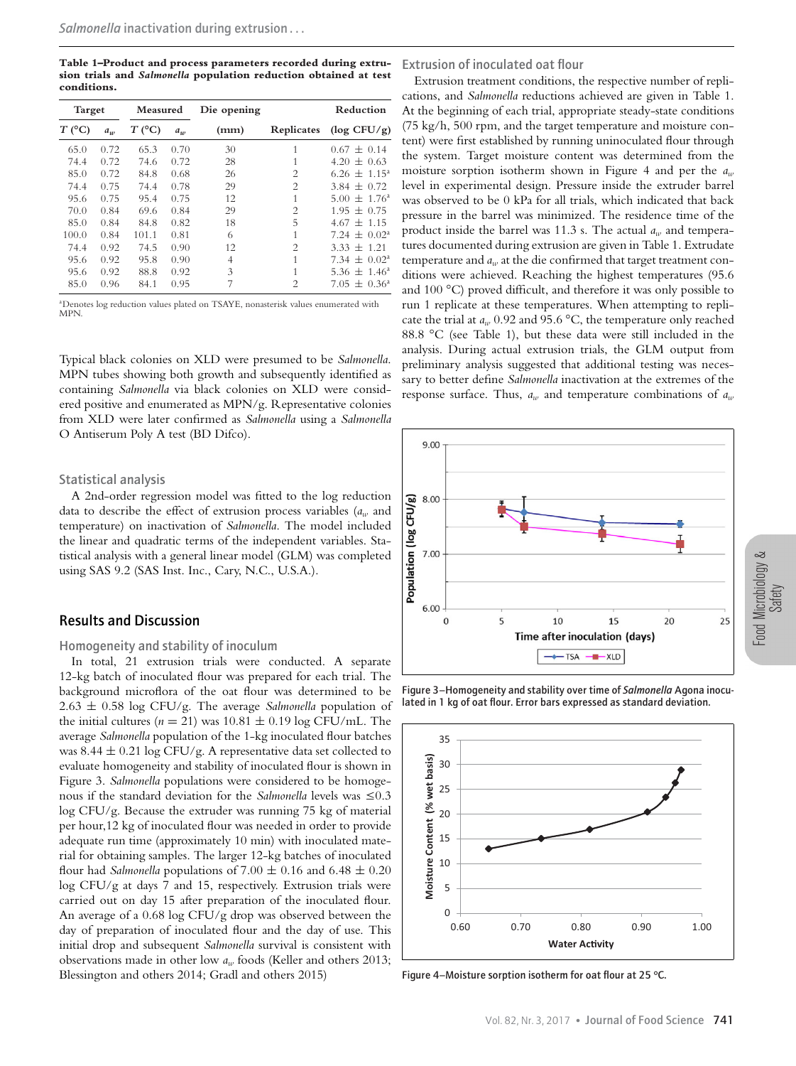**Table 1–Product and process parameters recorded during extrusion trials and *Salmonella* population reduction obtained at test conditions.**

| Target | | Measured | | Die opening | | Reduction |
|---|---|---|---|---|---|---|
| $T$ (°C) | $a_w$ | $T$ (°C) | $a_w$ | (mm) | Replicates | (log CFU/g) |
| 65.0 | 0.72 | 65.3 | 0.70 | 30 | 1 | 0.67 ± 0.14 |
| 74.4 | 0.72 | 74.6 | 0.72 | 28 | 1 | 4.20 ± 0.63 |
| 85.0 | 0.72 | 84.8 | 0.68 | 26 | 2 | 6.26 ± 1.15[a] |
| 74.4 | 0.75 | 74.4 | 0.78 | 29 | 2 | 3.84 ± 0.72 |
| 95.6 | 0.75 | 95.4 | 0.75 | 12 | 1 | 5.00 ± 1.76[a] |
| 70.0 | 0.84 | 69.6 | 0.84 | 29 | 2 | 1.95 ± 0.75 |
| 85.0 | 0.84 | 84.8 | 0.82 | 18 | 5 | 4.67 ± 1.15 |
| 100.0 | 0.84 | 101.1 | 0.81 | 6 | 1 | 7.24 ± 0.02[a] |
| 74.4 | 0.92 | 74.5 | 0.90 | 12 | 2 | 3.33 ± 1.21 |
| 95.6 | 0.92 | 95.8 | 0.90 | 4 | 1 | 7.34 ± 0.02[a] |
| 95.6 | 0.92 | 88.8 | 0.92 | 3 | 1 | 5.36 ± 1.46[a] |
| 85.0 | 0.96 | 84.1 | 0.95 | 7 | 2 | 7.05 ± 0.36[a] |

[a]Denotes log reduction values plated on TSAYE, nonasterisk values enumerated with MPN.

Typical black colonies on XLD were presumed to be *Salmonella*. MPN tubes showing both growth and subsequently identified as containing *Salmonella* via black colonies on XLD were considered positive and enumerated as MPN/g. Representative colonies from XLD were later confirmed as *Salmonella* using a *Salmonella* O Antiserum Poly A test (BD Difco).

### Statistical analysis

A 2nd-order regression model was fitted to the log reduction data to describe the effect of extrusion process variables ($a_w$ and temperature) on inactivation of *Salmonella*. The model included the linear and quadratic terms of the independent variables. Statistical analysis with a general linear model (GLM) was completed using SAS 9.2 (SAS Inst. Inc., Cary, N.C., U.S.A.).

## Results and Discussion

### Homogeneity and stability of inoculum

In total, 21 extrusion trials were conducted. A separate 12-kg batch of inoculated flour was prepared for each trial. The background microflora of the oat flour was determined to be 2.63 ± 0.58 log CFU/g. The average *Salmonella* population of the initial cultures ($n$ = 21) was 10.81 ± 0.19 log CFU/mL. The average *Salmonella* population of the 1-kg inoculated flour batches was 8.44 ± 0.21 log CFU/g. A representative data set collected to evaluate homogeneity and stability of inoculated flour is shown in Figure 3. *Salmonella* populations were considered to be homogenous if the standard deviation for the *Salmonella* levels was ≤0.3 log CFU/g. Because the extruder was running 75 kg of material per hour,12 kg of inoculated flour was needed in order to provide adequate run time (approximately 10 min) with inoculated material for obtaining samples. The larger 12-kg batches of inoculated flour had *Salmonella* populations of 7.00 ± 0.16 and 6.48 ± 0.20 log CFU/g at days 7 and 15, respectively. Extrusion trials were carried out on day 15 after preparation of the inoculated flour. An average of a 0.68 log CFU/g drop was observed between the day of preparation of inoculated flour and the day of use. This initial drop and subsequent *Salmonella* survival is consistent with observations made in other low $a_w$ foods (Keller and others 2013; Blessington and others 2014; Gradl and others 2015)

### Extrusion of inoculated oat flour

Extrusion treatment conditions, the respective number of replications, and *Salmonella* reductions achieved are given in Table 1. At the beginning of each trial, appropriate steady-state conditions (75 kg/h, 500 rpm, and the target temperature and moisture content) were first established by running uninoculated flour through the system. Target moisture content was determined from the moisture sorption isotherm shown in Figure 4 and per the $a_w$ level in experimental design. Pressure inside the extruder barrel was observed to be 0 kPa for all trials, which indicated that back pressure in the barrel was minimized. The residence time of the product inside the barrel was 11.3 s. The actual $a_w$ and temperatures documented during extrusion are given in Table 1. Extrudate temperature and $a_w$ at the die confirmed that target treatment conditions were achieved. Reaching the highest temperatures (95.6 and 100 °C) proved difficult, and therefore it was only possible to run 1 replicate at these temperatures. When attempting to replicate the trial at $a_w$ 0.92 and 95.6 °C, the temperature only reached 88.8 °C (see Table 1), but these data were still included in the analysis. During actual extrusion trials, the GLM output from preliminary analysis suggested that additional testing was necessary to better define *Salmonella* inactivation at the extremes of the response surface. Thus, $a_w$ and temperature combinations of $a_w$

Figure 3–Homogeneity and stability over time of *Salmonella* Agona inoculated in 1 kg of oat flour. Error bars expressed as standard deviation.

Figure 4–Moisture sorption isotherm for oat flour at 25 °C.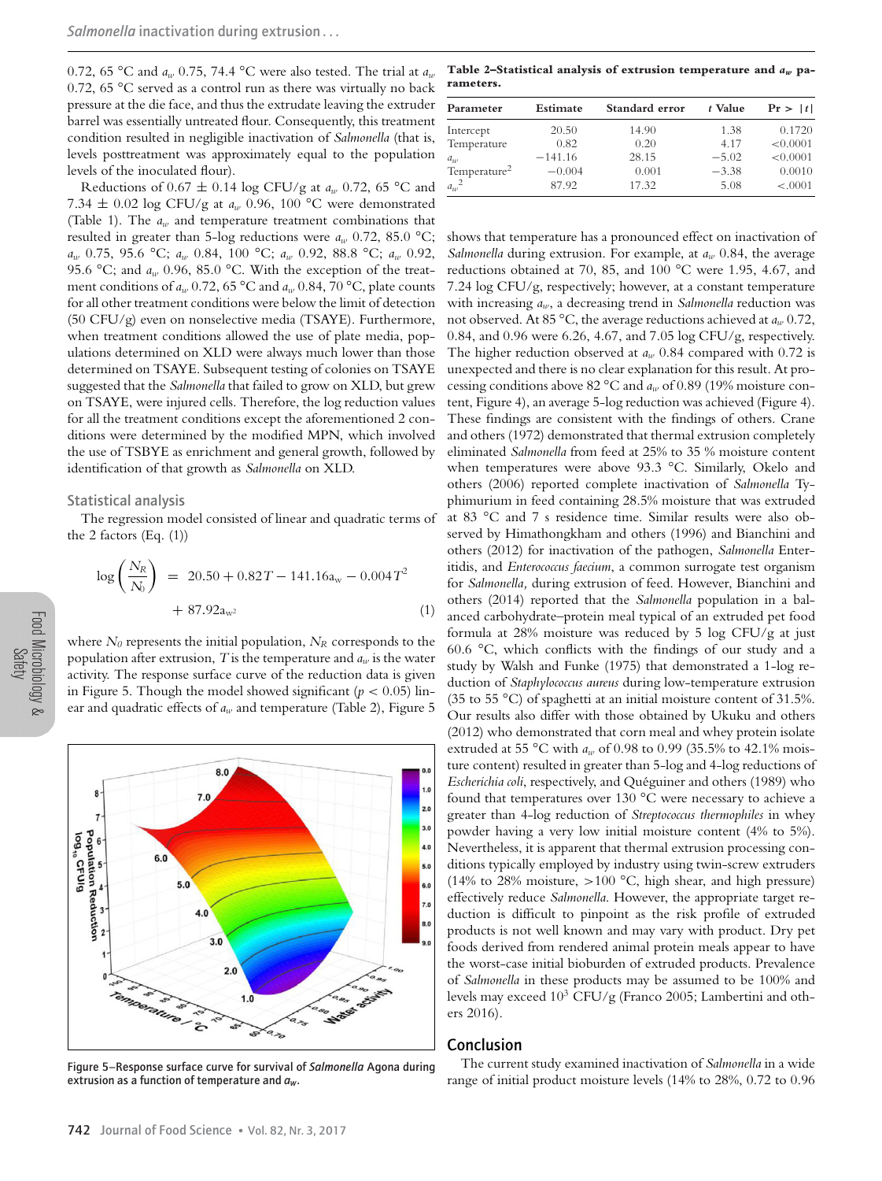0.72, 65 °C and $a_w$ 0.75, 74.4 °C were also tested. The trial at $a_w$ 0.72, 65 °C served as a control run as there was virtually no back pressure at the die face, and thus the extrudate leaving the extruder barrel was essentially untreated flour. Consequently, this treatment condition resulted in negligible inactivation of *Salmonella* (that is, levels posttreatment was approximately equal to the population levels of the inoculated flour).

Reductions of 0.67 ± 0.14 log CFU/g at $a_w$ 0.72, 65 °C and 7.34 ± 0.02 log CFU/g at $a_w$ 0.96, 100 °C were demonstrated (Table 1). The $a_w$ and temperature treatment combinations that resulted in greater than 5-log reductions were $a_w$ 0.72, 85.0 °C; $a_w$ 0.75, 95.6 °C; $a_w$ 0.84, 100 °C; $a_w$ 0.92, 88.8 °C; $a_w$ 0.92, 95.6 °C; and $a_w$ 0.96, 85.0 °C. With the exception of the treatment conditions of $a_w$ 0.72, 65 °C and $a_w$ 0.84, 70 °C, plate counts for all other treatment conditions were below the limit of detection (50 CFU/g) even on nonselective media (TSAYE). Furthermore, when treatment conditions allowed the use of plate media, populations determined on XLD were always much lower than those determined on TSAYE. Subsequent testing of colonies on TSAYE suggested that the *Salmonella* that failed to grow on XLD, but grew on TSAYE, were injured cells. Therefore, the log reduction values for all the treatment conditions except the aforementioned 2 conditions were determined by the modified MPN, which involved the use of TSBYE as enrichment and general growth, followed by identification of that growth as *Salmonella* on XLD.

## Statistical analysis

The regression model consisted of linear and quadratic terms of the 2 factors (Eq. (1))

$$\log\left(\frac{N_R}{N_0}\right) = 20.50 + 0.82T - 141.16a_w - 0.004T^2 + 87.92a_w^2 \qquad (1)$$

where $N_0$ represents the initial population, $N_R$ corresponds to the population after extrusion, $T$ is the temperature and $a_w$ is the water activity. The response surface curve of the reduction data is given in Figure 5. Though the model showed significant ($p < 0.05$) linear and quadratic effects of $a_w$ and temperature (Table 2), Figure 5 shows that temperature has a pronounced effect on inactivation of *Salmonella* during extrusion. For example, at $a_w$ 0.84, the average reductions obtained at 70, 85, and 100 °C were 1.95, 4.67, and 7.24 log CFU/g, respectively; however, at a constant temperature with increasing $a_w$, a decreasing trend in *Salmonella* reduction was not observed. At 85 °C, the average reductions achieved at $a_w$ 0.72, 0.84, and 0.96 were 6.26, 4.67, and 7.05 log CFU/g, respectively. The higher reduction observed at $a_w$ 0.84 compared with 0.72 is unexpected and there is no clear explanation for this result. At processing conditions above 82 °C and $a_w$ of 0.89 (19% moisture content, Figure 4), an average 5-log reduction was achieved (Figure 4). These findings are consistent with the findings of others. Crane and others (1972) demonstrated that thermal extrusion completely eliminated *Salmonella* from feed at 25% to 35 % moisture content when temperatures were above 93.3 °C. Similarly, Okelo and others (2006) reported complete inactivation of *Salmonella* Typhimurium in feed containing 28.5% moisture that was extruded at 83 °C and 7 s residence time. Similar results were also observed by Himathongkham and others (1996) and Bianchini and others (2012) for inactivation of the pathogen, *Salmonella* Enteritidis, and *Enterococcus faecium*, a common surrogate test organism for *Salmonella,* during extrusion of feed. However, Bianchini and others (2014) reported that the *Salmonella* population in a balanced carbohydrate–protein meal typical of an extruded pet food formula at 28% moisture was reduced by 5 log CFU/g at just 60.6 °C, which conflicts with the findings of our study and a study by Walsh and Funke (1975) that demonstrated a 1-log reduction of *Staphylococcus aureus* during low-temperature extrusion (35 to 55 °C) of spaghetti at an initial moisture content of 31.5%. Our results also differ with those obtained by Ukuku and others (2012) who demonstrated that corn meal and whey protein isolate extruded at 55 °C with $a_w$ of 0.98 to 0.99 (35.5% to 42.1% moisture content) resulted in greater than 5-log and 4-log reductions of *Escherichia coli*, respectively, and Quéguiner and others (1989) who found that temperatures over 130 °C were necessary to achieve a greater than 4-log reduction of *Streptococcus thermophiles* in whey powder having a very low initial moisture content (4% to 5%). Nevertheless, it is apparent that thermal extrusion processing conditions typically employed by industry using twin-screw extruders (14% to 28% moisture, >100 °C, high shear, and high pressure) effectively reduce *Salmonella*. However, the appropriate target reduction is difficult to pinpoint as the risk profile of extruded products is not well known and may vary with product. Dry pet foods derived from rendered animal protein meals appear to have the worst-case initial bioburden of extruded products. Prevalence of *Salmonella* in these products may be assumed to be 100% and levels may exceed $10^3$ CFU/g (Franco 2005; Lambertini and others 2016).

**Table 2–Statistical analysis of extrusion temperature and $a_w$ parameters.**

| Parameter | Estimate | Standard error | *t* Value | Pr > \|*t*\| |
|---|---|---|---|---|
| Intercept | 20.50 | 14.90 | 1.38 | 0.1720 |
| Temperature | 0.82 | 0.20 | 4.17 | <0.0001 |
| $a_w$ | −141.16 | 28.15 | −5.02 | <0.0001 |
| Temperature$^2$ | −0.004 | 0.001 | −3.38 | 0.0010 |
| $a_w^2$ | 87.92 | 17.32 | 5.08 | <.0001 |

Figure 5–Response surface curve for survival of *Salmonella* Agona during extrusion as a function of temperature and $a_w$.

## Conclusion

The current study examined inactivation of *Salmonella* in a wide range of initial product moisture levels (14% to 28%, 0.72 to 0.96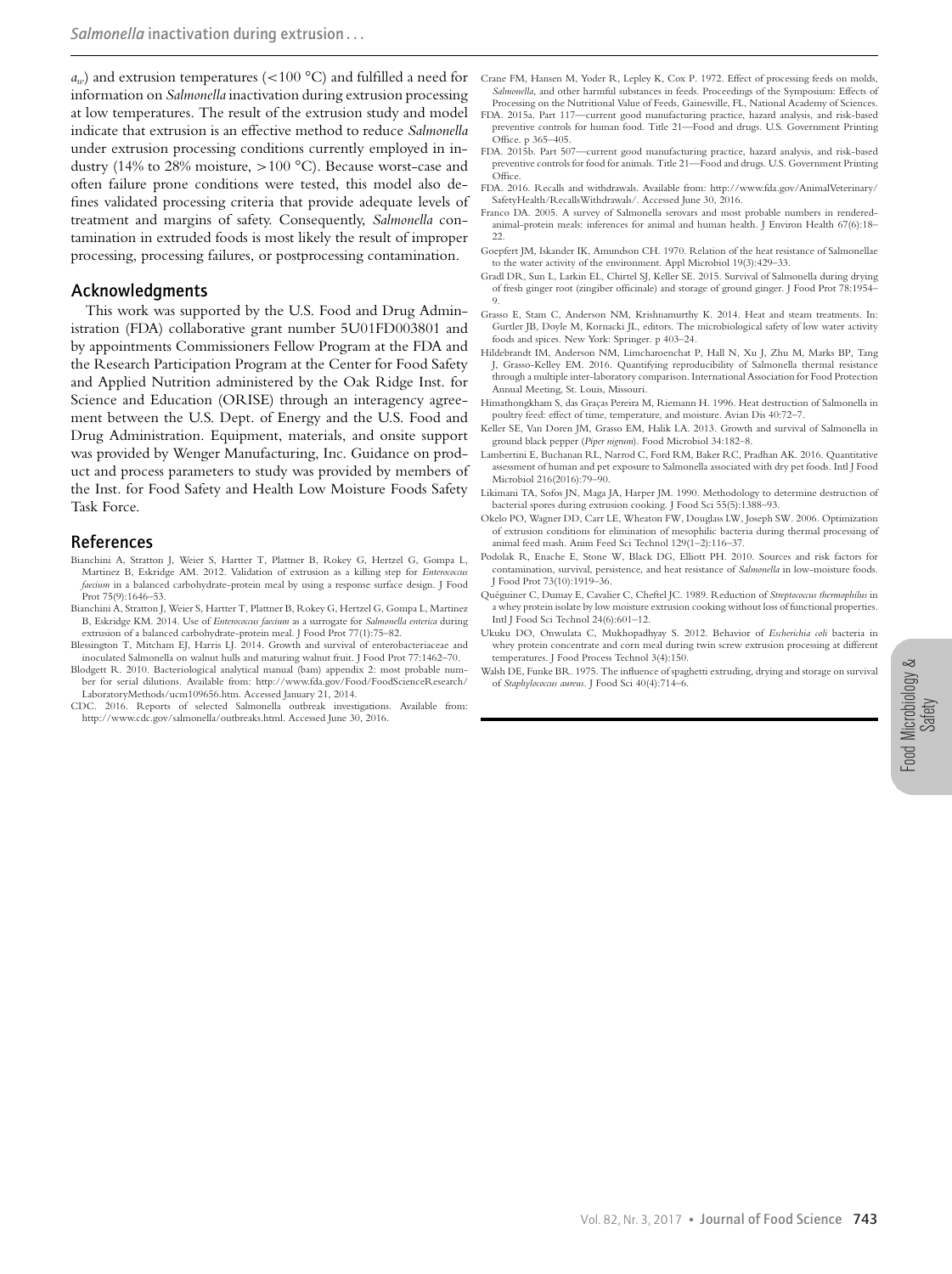$a_w$) and extrusion temperatures (<100 °C) and fulfilled a need for information on *Salmonella* inactivation during extrusion processing at low temperatures. The result of the extrusion study and model indicate that extrusion is an effective method to reduce *Salmonella* under extrusion processing conditions currently employed in industry (14% to 28% moisture, >100 °C). Because worst-case and often failure prone conditions were tested, this model also defines validated processing criteria that provide adequate levels of treatment and margins of safety. Consequently, *Salmonella* contamination in extruded foods is most likely the result of improper processing, processing failures, or postprocessing contamination.

## Acknowledgments

This work was supported by the U.S. Food and Drug Administration (FDA) collaborative grant number 5U01FD003801 and by appointments Commissioners Fellow Program at the FDA and the Research Participation Program at the Center for Food Safety and Applied Nutrition administered by the Oak Ridge Inst. for Science and Education (ORISE) through an interagency agreement between the U.S. Dept. of Energy and the U.S. Food and Drug Administration. Equipment, materials, and onsite support was provided by Wenger Manufacturing, Inc. Guidance on product and process parameters to study was provided by members of the Inst. for Food Safety and Health Low Moisture Foods Safety Task Force.

## References

Bianchini A, Stratton J, Weier S, Hartter T, Plattner B, Rokey G, Hertzel G, Gompa L, Martinez B, Eskridge AM. 2012. Validation of extrusion as a killing step for *Enterococcus faecium* in a balanced carbohydrate-protein meal by using a response surface design. J Food Prot 75(9):1646–53.

Bianchini A, Stratton J, Weier S, Hartter T, Plattner B, Rokey G, Hertzel G, Gompa L, Martinez B, Eskridge KM. 2014. Use of *Enterococcus faecium* as a surrogate for *Salmonella enterica* during extrusion of a balanced carbohydrate-protein meal. J Food Prot 77(1):75–82.

Blessington T, Mitcham EJ, Harris LJ. 2014. Growth and survival of enterobacteriaceae and inoculated Salmonella on walnut hulls and maturing walnut fruit. J Food Prot 77:1462–70.

Blodgett R. 2010. Bacteriological analytical manual (bam) appendix 2: most probable number for serial dilutions. Available from: http://www.fda.gov/Food/FoodScienceResearch/LaboratoryMethods/ucm109656.htm. Accessed January 21, 2014.

CDC. 2016. Reports of selected Salmonella outbreak investigations. Available from: http://www.cdc.gov/salmonella/outbreaks.html. Accessed June 30, 2016.

Crane FM, Hansen M, Yoder R, Lepley K, Cox P. 1972. Effect of processing feeds on molds, *Salmonella*, and other harmful substances in feeds. Proceedings of the Symposium: Effects of Processing on the Nutritional Value of Feeds, Gainesville, FL, National Academy of Sciences.

FDA. 2015a. Part 117—current good manufacturing practice, hazard analysis, and risk-based preventive controls for human food. Title 21—Food and drugs. U.S. Government Printing Office. p 365–405.

FDA. 2015b. Part 507—current good manufacturing practice, hazard analysis, and risk-based preventive controls for food for animals. Title 21—Food and drugs. U.S. Government Printing Office.

FDA. 2016. Recalls and withdrawals. Available from: http://www.fda.gov/AnimalVeterinary/SafetyHealth/RecallsWithdrawals/. Accessed June 30, 2016.

Franco DA. 2005. A survey of Salmonella serovars and most probable numbers in rendered-animal-protein meals: inferences for animal and human health. J Environ Health 67(6):18–22.

Goepfert JM, Iskander IK, Amundson CH. 1970. Relation of the heat resistance of Salmonellae to the water activity of the environment. Appl Microbiol 19(3):429–33.

Gradl DR, Sun L, Larkin EL, Chirtel SJ, Keller SE. 2015. Survival of Salmonella during drying of fresh ginger root (zingiber officinale) and storage of ground ginger. J Food Prot 78:1954–9.

Grasso E, Stam C, Anderson NM, Krishnamurthy K. 2014. Heat and steam treatments. In: Gurtler JB, Doyle M, Kornacki JL, editors. The microbiological safety of low water activity foods and spices. New York: Springer. p 403–24.

Hildebrandt IM, Anderson NM, Limcharoenchat P, Hall N, Xu J, Zhu M, Marks BP, Tang J, Grasso-Kelley EM. 2016. Quantifying reproducibility of Salmonella thermal resistance through a multiple inter-laboratory comparison. International Association for Food Protection Annual Meeting, St. Louis, Missouri.

Himathongkham S, das Graças Pereira M, Riemann H. 1996. Heat destruction of Salmonella in poultry feed: effect of time, temperature, and moisture. Avian Dis 40:72–7.

Keller SE, Van Doren JM, Grasso EM, Halik LA. 2013. Growth and survival of Salmonella in ground black pepper (*Piper nigrum*). Food Microbiol 34:182–8.

Lambertini E, Buchanan RL, Narrod C, Ford RM, Baker RC, Pradhan AK. 2016. Quantitative assessment of human and pet exposure to Salmonella associated with dry pet foods. Intl J Food Microbiol 216(2016):79–90.

Likimani TA, Sofos JN, Maga JA, Harper JM. 1990. Methodology to determine destruction of bacterial spores during extrusion cooking. J Food Sci 55(5):1388–93.

Okelo PO, Wagner DD, Carr LE, Wheaton FW, Douglass LW, Joseph SW. 2006. Optimization of extrusion conditions for elimination of mesophilic bacteria during thermal processing of animal feed mash. Anim Feed Sci Technol 129(1–2):116–37.

Podolak R, Enache E, Stone W, Black DG, Elliott PH. 2010. Sources and risk factors for contamination, survival, persistence, and heat resistance of *Salmonella* in low-moisture foods. J Food Prot 73(10):1919–36.

Quéguiner C, Dumay E, Cavalier C, Cheftel JC. 1989. Reduction of *Streptococcus thermophilus* in a whey protein isolate by low moisture extrusion cooking without loss of functional properties. Intl J Food Sci Technol 24(6):601–12.

Ukuku DO, Onwulata C, Mukhopadhyay S. 2012. Behavior of *Escherichia coli* bacteria in whey protein concentrate and corn meal during twin screw extrusion processing at different temperatures. J Food Process Technol 3(4):150.

Walsh DE, Funke BR. 1975. The influence of spaghetti extruding, drying and storage on survival of *Staphylococcus aureus*. J Food Sci 40(4):714–6.